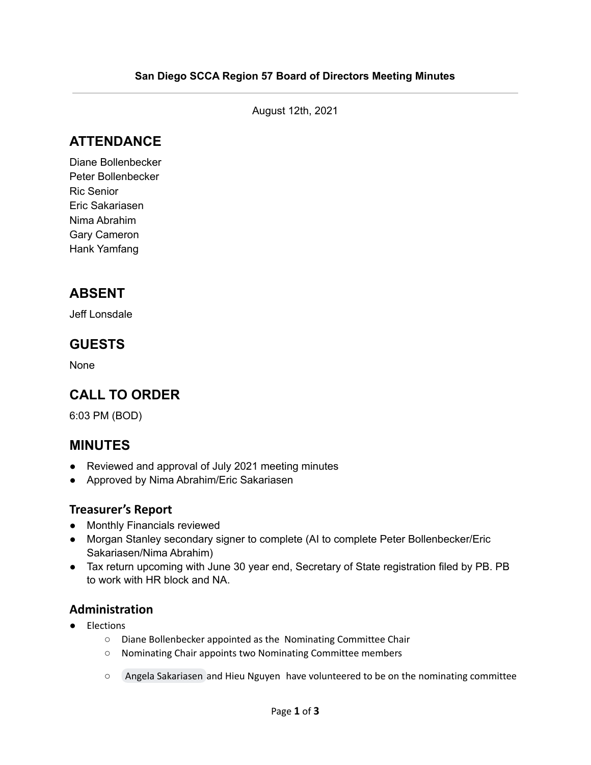**San Diego SCCA Region 57 Board of Directors Meeting Minutes**

---

August 12th, 2021

## ATTENDANCE

Diane Bollenbecker
Peter Bollenbecker
Ric Senior
Eric Sakariasen
Nima Abrahim
Gary Cameron
Hank Yamfang

## ABSENT

Jeff Lonsdale

## GUESTS

None

## CALL TO ORDER

6:03 PM (BOD)

## MINUTES

- Reviewed and approval of July 2021 meeting minutes
- Approved by Nima Abrahim/Eric Sakariasen

### Treasurer's Report

- Monthly Financials reviewed
- Morgan Stanley secondary signer to complete (AI to complete Peter Bollenbecker/Eric Sakariasen/Nima Abrahim)
- Tax return upcoming with June 30 year end, Secretary of State registration filed by PB. PB to work with HR block and NA.

### Administration

- Elections
  - Diane Bollenbecker appointed as the Nominating Committee Chair
  - Nominating Chair appoints two Nominating Committee members
  - Angela Sakariasen and Hieu Nguyen have volunteered to be on the nominating committee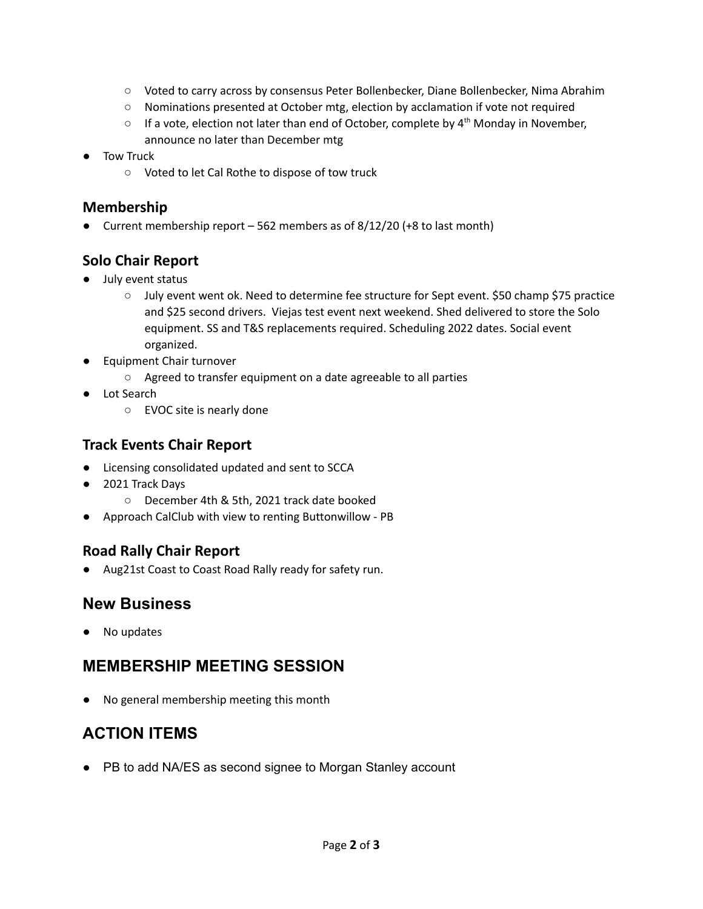- Voted to carry across by consensus Peter Bollenbecker, Diane Bollenbecker, Nima Abrahim
  - Nominations presented at October mtg, election by acclamation if vote not required
  - If a vote, election not later than end of October, complete by 4th Monday in November, announce no later than December mtg
- Tow Truck
  - Voted to let Cal Rothe to dispose of tow truck

### Membership

- Current membership report – 562 members as of 8/12/20 (+8 to last month)

### Solo Chair Report

- July event status
  - July event went ok. Need to determine fee structure for Sept event. $50 champ $75 practice and $25 second drivers. Viejas test event next weekend. Shed delivered to store the Solo equipment. SS and T&S replacements required. Scheduling 2022 dates. Social event organized.
- Equipment Chair turnover
  - Agreed to transfer equipment on a date agreeable to all parties
- Lot Search
  - EVOC site is nearly done

### Track Events Chair Report

- Licensing consolidated updated and sent to SCCA
- 2021 Track Days
  - December 4th & 5th, 2021 track date booked
- Approach CalClub with view to renting Buttonwillow - PB

### Road Rally Chair Report

- Aug21st Coast to Coast Road Rally ready for safety run.

## New Business

- No updates

## MEMBERSHIP MEETING SESSION

- No general membership meeting this month

## ACTION ITEMS

- PB to add NA/ES as second signee to Morgan Stanley account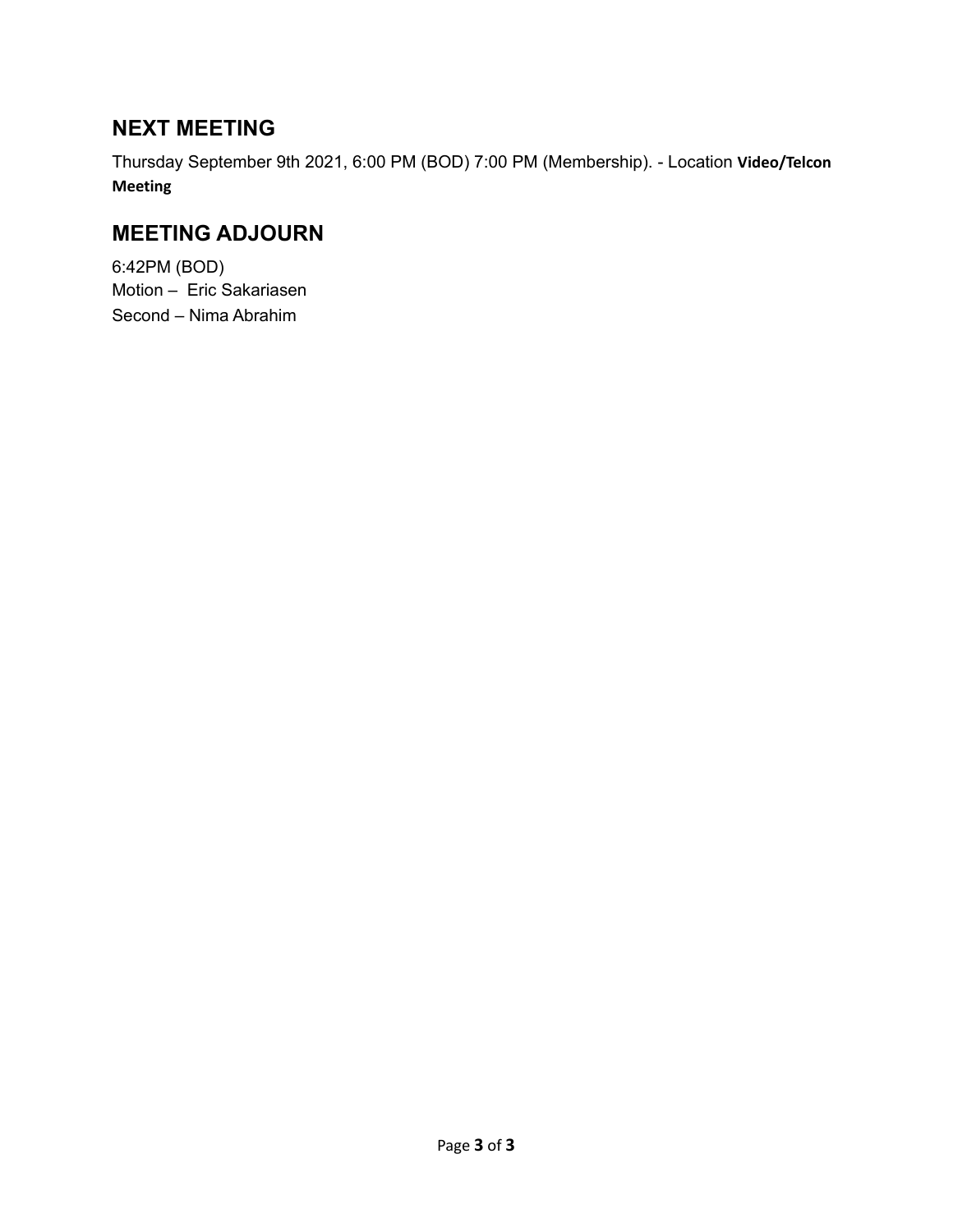## NEXT MEETING

Thursday September 9th 2021, 6:00 PM (BOD) 7:00 PM (Membership). - Location **Video/Telcon Meeting**

## MEETING ADJOURN

6:42PM (BOD)
Motion – Eric Sakariasen
Second – Nima Abrahim